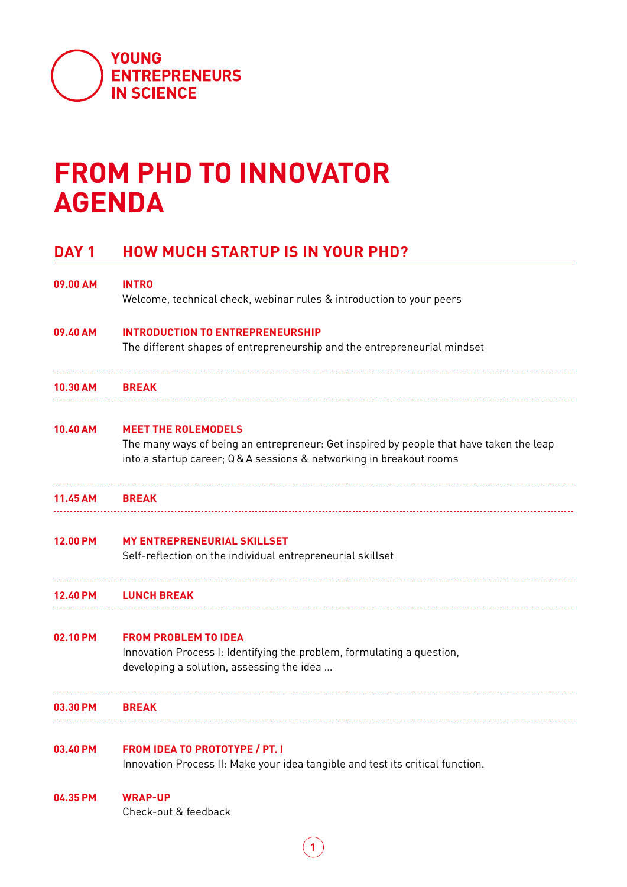YOUNG ENTREPRENEURS IN SCIENCE

# FROM PHD TO INNOVATOR AGENDA

## DAY 1 HOW MUCH STARTUP IS IN YOUR PHD?

**09.00 AM** **INTRO**
Welcome, technical check, webinar rules & introduction to your peers

**09.40 AM** **INTRODUCTION TO ENTREPRENEURSHIP**
The different shapes of entrepreneurship and the entrepreneurial mindset

**10.30 AM** **BREAK**

**10.40 AM** **MEET THE ROLEMODELS**
The many ways of being an entrepreneur: Get inspired by people that have taken the leap into a startup career; Q & A sessions & networking in breakout rooms

**11.45 AM** **BREAK**

**12.00 PM** **MY ENTREPRENEURIAL SKILLSET**
Self-reflection on the individual entrepreneurial skillset

**12.40 PM** **LUNCH BREAK**

**02.10 PM** **FROM PROBLEM TO IDEA**
Innovation Process I: Identifying the problem, formulating a question, developing a solution, assessing the idea ...

**03.30 PM** **BREAK**

**03.40 PM** **FROM IDEA TO PROTOTYPE / PT. I**
Innovation Process II: Make your idea tangible and test its critical function.

**04.35 PM** **WRAP-UP**
Check-out & feedback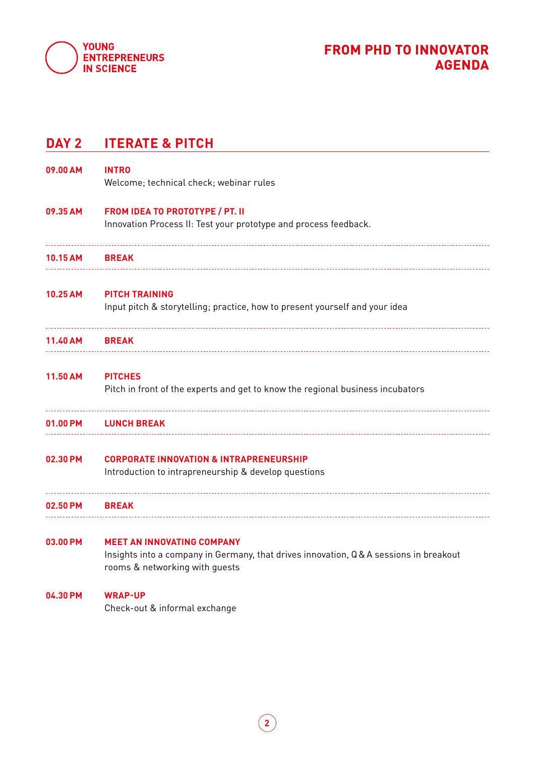YOUNG ENTREPRENEURS IN SCIENCE

# FROM PHD TO INNOVATOR AGENDA

## DAY 2 ITERATE & PITCH

**09.00 AM** **INTRO**
Welcome; technical check; webinar rules

**09.35 AM** **FROM IDEA TO PROTOTYPE / PT. II**
Innovation Process II: Test your prototype and process feedback.

**10.15 AM** **BREAK**

**10.25 AM** **PITCH TRAINING**
Input pitch & storytelling; practice, how to present yourself and your idea

**11.40 AM** **BREAK**

**11.50 AM** **PITCHES**
Pitch in front of the experts and get to know the regional business incubators

**01.00 PM** **LUNCH BREAK**

**02.30 PM** **CORPORATE INNOVATION & INTRAPRENEURSHIP**
Introduction to intrapreneurship & develop questions

**02.50 PM** **BREAK**

**03.00 PM** **MEET AN INNOVATING COMPANY**
Insights into a company in Germany, that drives innovation, Q & A sessions in breakout rooms & networking with guests

**04.30 PM** **WRAP-UP**
Check-out & informal exchange